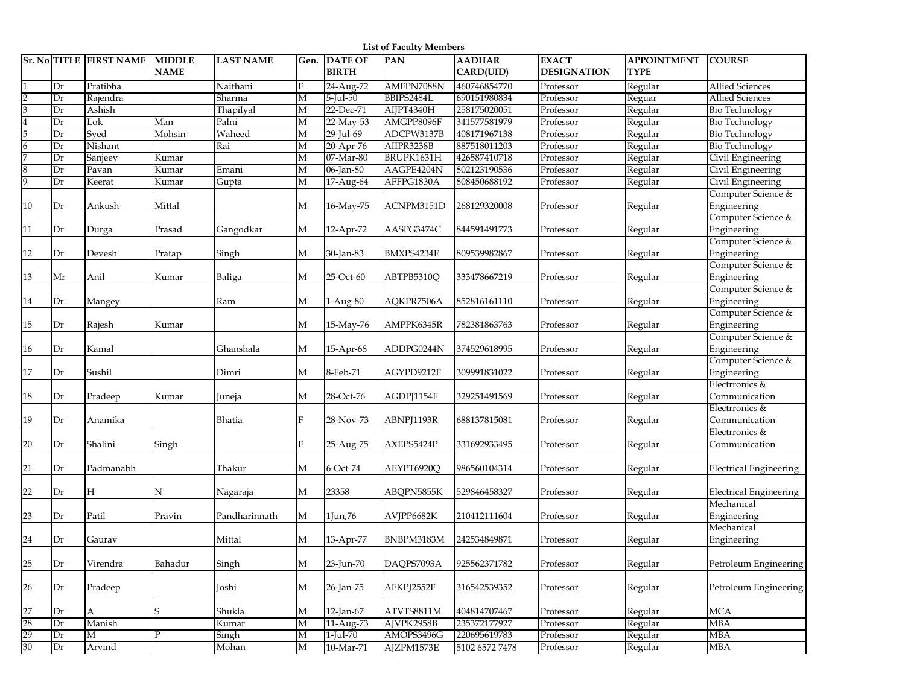## List of Faculty Members

| Sr. No | TITLE | FIRST NAME | MIDDLE NAME | LAST NAME | Gen. | DATE OF BIRTH | PAN | AADHAR CARD(UID) | EXACT DESIGNATION | APPOINTMENT TYPE | COURSE |
|---|---|---|---|---|---|---|---|---|---|---|---|
| 1 | Dr | Pratibha | | Naithani | F | 24-Aug-72 | AMFPN7088N | 460746854770 | Professor | Regular | Allied Sciences |
| 2 | Dr | Rajendra | | Sharma | M | 5-Jul-50 | BBIPS2484L | 690151980834 | Professor | Reguar | Allied Sciences |
| 3 | Dr | Ashish | | Thapilyal | M | 22-Dec-71 | AIJPT4340H | 258175020051 | Professor | Regular | Bio Technology |
| 4 | Dr | Lok | Man | Palni | M | 22-May-53 | AMGPP8096F | 341577581979 | Professor | Regular | Bio Technology |
| 5 | Dr | Syed | Mohsin | Waheed | M | 29-Jul-69 | ADCPW3137B | 408171967138 | Professor | Regular | Bio Technology |
| 6 | Dr | Nishant | | Rai | M | 20-Apr-76 | AIIPR3238B | 887518011203 | Professor | Regular | Bio Technology |
| 7 | Dr | Sanjeev | Kumar | | M | 07-Mar-80 | BRUPK1631H | 426587410718 | Professor | Regular | Civil Engineering |
| 8 | Dr | Pavan | Kumar | Emani | M | 06-Jan-80 | AAGPE4204N | 802123190536 | Professor | Regular | Civil Engineering |
| 9 | Dr | Keerat | Kumar | Gupta | M | 17-Aug-64 | AFFPG1830A | 808450688192 | Professor | Regular | Civil Engineering |
| 10 | Dr | Ankush | Mittal | | M | 16-May-75 | ACNPM3151D | 268129320008 | Professor | Regular | Computer Science & Engineering |
| 11 | Dr | Durga | Prasad | Gangodkar | M | 12-Apr-72 | AASPG3474C | 844591491773 | Professor | Regular | Computer Science & Engineering |
| 12 | Dr | Devesh | Pratap | Singh | M | 30-Jan-83 | BMXPS4234E | 809539982867 | Professor | Regular | Computer Science & Engineering |
| 13 | Mr | Anil | Kumar | Baliga | M | 25-Oct-60 | ABTPB5310Q | 333478667219 | Professor | Regular | Computer Science & Engineering |
| 14 | Dr. | Mangey | | Ram | M | 1-Aug-80 | AQKPR7506A | 852816161110 | Professor | Regular | Computer Science & Engineering |
| 15 | Dr | Rajesh | Kumar | | M | 15-May-76 | AMPPK6345R | 782381863763 | Professor | Regular | Computer Science & Engineering |
| 16 | Dr | Kamal | | Ghanshala | M | 15-Apr-68 | ADDPG0244N | 374529618995 | Professor | Regular | Computer Science & Engineering |
| 17 | Dr | Sushil | | Dimri | M | 8-Feb-71 | AGYPD9212F | 309991831022 | Professor | Regular | Computer Science & Engineering |
| 18 | Dr | Pradeep | Kumar | Juneja | M | 28-Oct-76 | AGDPJ1154F | 329251491569 | Professor | Regular | Electrronics & Communication |
| 19 | Dr | Anamika | | Bhatia | F | 28-Nov-73 | ABNPJ1193R | 688137815081 | Professor | Regular | Electrronics & Communication |
| 20 | Dr | Shalini | Singh | | F | 25-Aug-75 | AXEPS5424P | 331692933495 | Professor | Regular | Electrronics & Communication |
| 21 | Dr | Padmanabh | | Thakur | M | 6-Oct-74 | AEYPT6920Q | 986560104314 | Professor | Regular | Electrical Engineering |
| 22 | Dr | H | N | Nagaraja | M | 23358 | ABQPN5855K | 529846458327 | Professor | Regular | Electrical Engineering |
| 23 | Dr | Patil | Pravin | Pandharinnath | M | 1Jun,76 | AVJPP6682K | 210412111604 | Professor | Regular | Mechanical Engineering |
| 24 | Dr | Gaurav | | Mittal | M | 13-Apr-77 | BNBPM3183M | 242534849871 | Professor | Regular | Mechanical Engineering |
| 25 | Dr | Virendra | Bahadur | Singh | M | 23-Jun-70 | DAQPS7093A | 925562371782 | Professor | Regular | Petroleum Engineering |
| 26 | Dr | Pradeep | | Joshi | M | 26-Jan-75 | AFKPJ2552F | 316542539352 | Professor | Regular | Petroleum Engineering |
| 27 | Dr | A | S | Shukla | M | 12-Jan-67 | ATVTS8811M | 404814707467 | Professor | Regular | MCA |
| 28 | Dr | Manish | | Kumar | M | 11-Aug-73 | AJVPK2958B | 235372177927 | Professor | Regular | MBA |
| 29 | Dr | M | P | Singh | M | 1-Jul-70 | AMOPS3496G | 220695619783 | Professor | Regular | MBA |
| 30 | Dr | Arvind | | Mohan | M | 10-Mar-71 | AJZPM1573E | 5102 6572 7478 | Professor | Regular | MBA |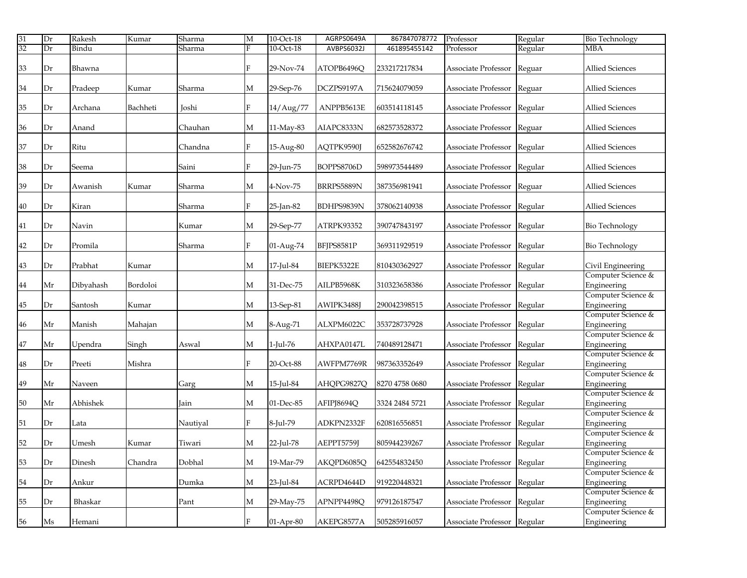| 31 | Dr | Rakesh | Kumar | Sharma | M | 10-Oct-18 | AGRPS0649A | 867847078772 | Professor | Regular | Bio Technology |
|---|---|---|---|---|---|---|---|---|---|---|---|
| 32 | Dr | Bindu | | Sharma | F | 10-Oct-18 | AVBPS6032J | 461895455142 | Professor | Regular | MBA |
| 33 | Dr | Bhawna | | | F | 29-Nov-74 | ATOPB6496Q | 233217217834 | Associate Professor | Reguar | Allied Sciences |
| 34 | Dr | Pradeep | Kumar | Sharma | M | 29-Sep-76 | DCZPS9197A | 715624079059 | Associate Professor | Reguar | Allied Sciences |
| 35 | Dr | Archana | Bachheti | Joshi | F | 14/Aug/77 | ANPPB5613E | 603514118145 | Associate Professor | Regular | Allied Sciences |
| 36 | Dr | Anand | | Chauhan | M | 11-May-83 | AIAPC8333N | 682573528372 | Associate Professor | Reguar | Allied Sciences |
| 37 | Dr | Ritu | | Chandna | F | 15-Aug-80 | AQTPK9590J | 652582676742 | Associate Professor | Regular | Allied Sciences |
| 38 | Dr | Seema | | Saini | F | 29-Jun-75 | BOPPS8706D | 598973544489 | Associate Professor | Regular | Allied Sciences |
| 39 | Dr | Awanish | Kumar | Sharma | M | 4-Nov-75 | BRRPS5889N | 387356981941 | Associate Professor | Reguar | Allied Sciences |
| 40 | Dr | Kiran | | Sharma | F | 25-Jan-82 | BDHPS9839N | 378062140938 | Associate Professor | Regular | Allied Sciences |
| 41 | Dr | Navin | | Kumar | M | 29-Sep-77 | ATRPK93352 | 390747843197 | Associate Professor | Regular | Bio Technology |
| 42 | Dr | Promila | | Sharma | F | 01-Aug-74 | BFJPS8581P | 369311929519 | Associate Professor | Regular | Bio Technology |
| 43 | Dr | Prabhat | Kumar | | M | 17-Jul-84 | BIEPK5322E | 810430362927 | Associate Professor | Regular | Civil Engineering |
| 44 | Mr | Dibyahash | Bordoloi | | M | 31-Dec-75 | AILPB5968K | 310323658386 | Associate Professor | Regular | Computer Science & Engineering |
| 45 | Dr | Santosh | Kumar | | M | 13-Sep-81 | AWIPK3488J | 290042398515 | Associate Professor | Regular | Computer Science & Engineering |
| 46 | Mr | Manish | Mahajan | | M | 8-Aug-71 | ALXPM6022C | 353728737928 | Associate Professor | Regular | Computer Science & Engineering |
| 47 | Mr | Upendra | Singh | Aswal | M | 1-Jul-76 | AHXPA0147L | 740489128471 | Associate Professor | Regular | Computer Science & Engineering |
| 48 | Dr | Preeti | Mishra | | F | 20-Oct-88 | AWFPM7769R | 987363352649 | Associate Professor | Regular | Computer Science & Engineering |
| 49 | Mr | Naveen | | Garg | M | 15-Jul-84 | AHQPG9827Q | 8270 4758 0680 | Associate Professor | Regular | Computer Science & Engineering |
| 50 | Mr | Abhishek | | Jain | M | 01-Dec-85 | AFIPJ8694Q | 3324 2484 5721 | Associate Professor | Regular | Computer Science & Engineering |
| 51 | Dr | Lata | | Nautiyal | F | 8-Jul-79 | ADKPN2332F | 620816556851 | Associate Professor | Regular | Computer Science & Engineering |
| 52 | Dr | Umesh | Kumar | Tiwari | M | 22-Jul-78 | AEPPT5759J | 805944239267 | Associate Professor | Regular | Computer Science & Engineering |
| 53 | Dr | Dinesh | Chandra | Dobhal | M | 19-Mar-79 | AKQPD6085Q | 642554832450 | Associate Professor | Regular | Computer Science & Engineering |
| 54 | Dr | Ankur | | Dumka | M | 23-Jul-84 | ACRPD4644D | 919220448321 | Associate Professor | Regular | Computer Science & Engineering |
| 55 | Dr | Bhaskar | | Pant | M | 29-May-75 | APNPP4498Q | 979126187547 | Associate Professor | Regular | Computer Science & Engineering |
| 56 | Ms | Hemani | | | F | 01-Apr-80 | AKEPG8577A | 505285916057 | Associate Professor | Regular | Computer Science & Engineering |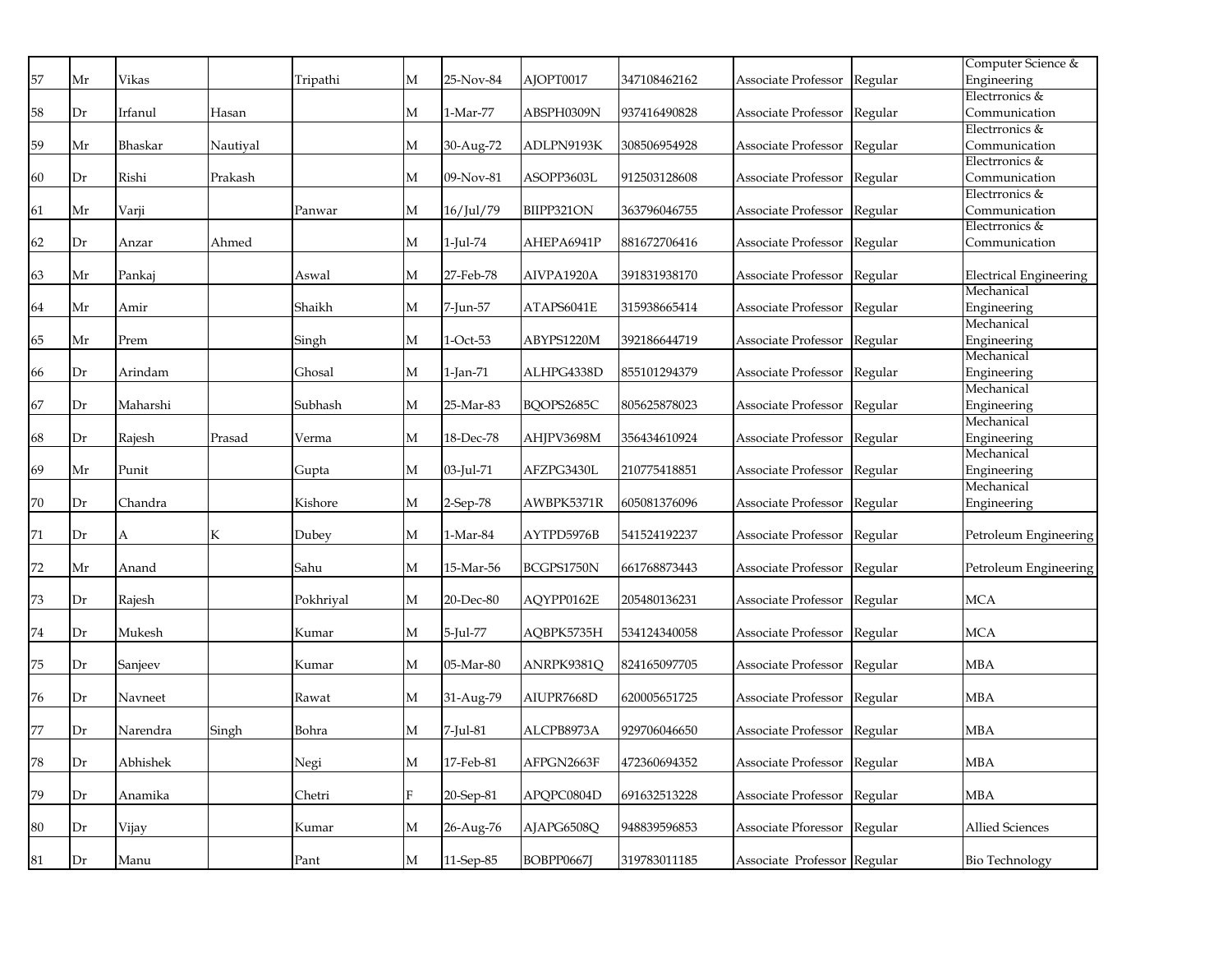| | | | | | | | | | | | |
|---|---|---|---|---|---|---|---|---|---|---|---|
| 57 | Mr | Vikas | | Tripathi | M | 25-Nov-84 | AJOPT0017 | 347108462162 | Associate Professor | Regular | Computer Science & Engineering |
| 58 | Dr | Irfanul | Hasan | | M | 1-Mar-77 | ABSPH0309N | 937416490828 | Associate Professor | Regular | Electrronics & Communication |
| 59 | Mr | Bhaskar | Nautiyal | | M | 30-Aug-72 | ADLPN9193K | 308506954928 | Associate Professor | Regular | Electrronics & Communication |
| 60 | Dr | Rishi | Prakash | | M | 09-Nov-81 | ASOPP3603L | 912503128608 | Associate Professor | Regular | Electrronics & Communication |
| 61 | Mr | Varji | | Panwar | M | 16/Jul/79 | BIIPP321ON | 363796046755 | Associate Professor | Regular | Electrronics & Communication |
| 62 | Dr | Anzar | Ahmed | | M | 1-Jul-74 | AHEPA6941P | 881672706416 | Associate Professor | Regular | Electrronics & Communication |
| 63 | Mr | Pankaj | | Aswal | M | 27-Feb-78 | AIVPA1920A | 391831938170 | Associate Professor | Regular | Electrical Engineering |
| 64 | Mr | Amir | | Shaikh | M | 7-Jun-57 | ATAPS6041E | 315938665414 | Associate Professor | Regular | Mechanical Engineering |
| 65 | Mr | Prem | | Singh | M | 1-Oct-53 | ABYPS1220M | 392186644719 | Associate Professor | Regular | Mechanical Engineering |
| 66 | Dr | Arindam | | Ghosal | M | 1-Jan-71 | ALHPG4338D | 855101294379 | Associate Professor | Regular | Mechanical Engineering |
| 67 | Dr | Maharshi | | Subhash | M | 25-Mar-83 | BQOPS2685C | 805625878023 | Associate Professor | Regular | Mechanical Engineering |
| 68 | Dr | Rajesh | Prasad | Verma | M | 18-Dec-78 | AHJPV3698M | 356434610924 | Associate Professor | Regular | Mechanical Engineering |
| 69 | Mr | Punit | | Gupta | M | 03-Jul-71 | AFZPG3430L | 210775418851 | Associate Professor | Regular | Mechanical Engineering |
| 70 | Dr | Chandra | | Kishore | M | 2-Sep-78 | AWBPK5371R | 605081376096 | Associate Professor | Regular | Mechanical Engineering |
| 71 | Dr | A | K | Dubey | M | 1-Mar-84 | AYTPD5976B | 541524192237 | Associate Professor | Regular | Petroleum Engineering |
| 72 | Mr | Anand | | Sahu | M | 15-Mar-56 | BCGPS1750N | 661768873443 | Associate Professor | Regular | Petroleum Engineering |
| 73 | Dr | Rajesh | | Pokhriyal | M | 20-Dec-80 | AQYPP0162E | 205480136231 | Associate Professor | Regular | MCA |
| 74 | Dr | Mukesh | | Kumar | M | 5-Jul-77 | AQBPK5735H | 534124340058 | Associate Professor | Regular | MCA |
| 75 | Dr | Sanjeev | | Kumar | M | 05-Mar-80 | ANRPK9381Q | 824165097705 | Associate Professor | Regular | MBA |
| 76 | Dr | Navneet | | Rawat | M | 31-Aug-79 | AIUPR7668D | 620005651725 | Associate Professor | Regular | MBA |
| 77 | Dr | Narendra | Singh | Bohra | M | 7-Jul-81 | ALCPB8973A | 929706046650 | Associate Professor | Regular | MBA |
| 78 | Dr | Abhishek | | Negi | M | 17-Feb-81 | AFPGN2663F | 472360694352 | Associate Professor | Regular | MBA |
| 79 | Dr | Anamika | | Chetri | F | 20-Sep-81 | APQPC0804D | 691632513228 | Associate Professor | Regular | MBA |
| 80 | Dr | Vijay | | Kumar | M | 26-Aug-76 | AJAPG6508Q | 948839596853 | Associate Pforessor | Regular | Allied Sciences |
| 81 | Dr | Manu | | Pant | M | 11-Sep-85 | BOBPP0667J | 319783011185 | Associate Professor | Regular | Bio Technology |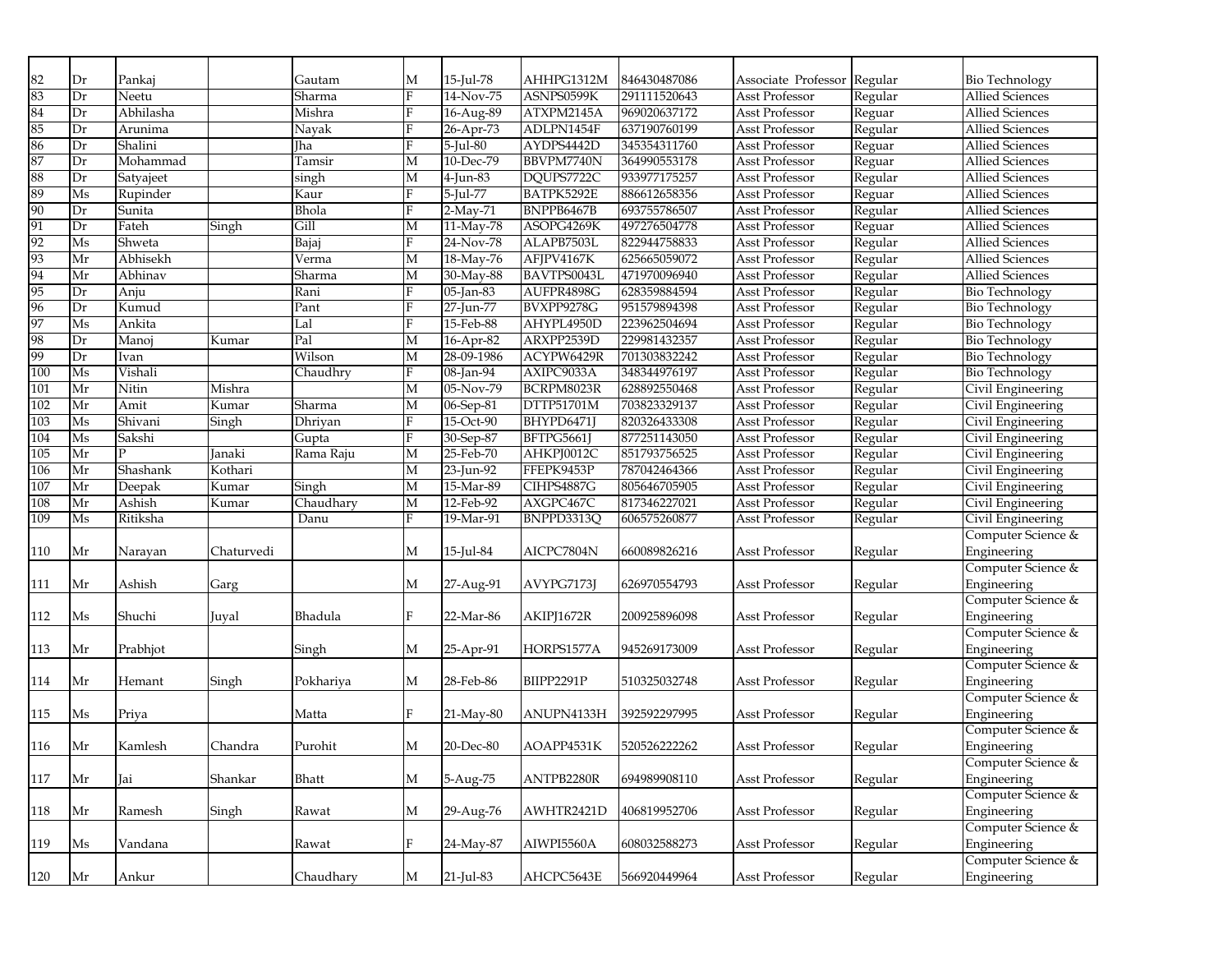| 82 | Dr | Pankaj | | Gautam | M | 15-Jul-78 | AHHPG1312M | 846430487086 | Associate Professor | Regular | Bio Technology |
|---|---|---|---|---|---|---|---|---|---|---|---|
| 83 | Dr | Neetu | | Sharma | F | 14-Nov-75 | ASNPS0599K | 291111520643 | Asst Professor | Regular | Allied Sciences |
| 84 | Dr | Abhilasha | | Mishra | F | 16-Aug-89 | ATXPM2145A | 969020637172 | Asst Professor | Reguar | Allied Sciences |
| 85 | Dr | Arunima | | Nayak | F | 26-Apr-73 | ADLPN1454F | 637190760199 | Asst Professor | Regular | Allied Sciences |
| 86 | Dr | Shalini | | Jha | F | 5-Jul-80 | AYDPS4442D | 345354311760 | Asst Professor | Reguar | Allied Sciences |
| 87 | Dr | Mohammad | | Tamsir | M | 10-Dec-79 | BBVPM7740N | 364990553178 | Asst Professor | Reguar | Allied Sciences |
| 88 | Dr | Satyajeet | | singh | M | 4-Jun-83 | DQUPS7722C | 933977175257 | Asst Professor | Regular | Allied Sciences |
| 89 | Ms | Rupinder | | Kaur | F | 5-Jul-77 | BATPK5292E | 886612658356 | Asst Professor | Reguar | Allied Sciences |
| 90 | Dr | Sunita | | Bhola | F | 2-May-71 | BNPPB6467B | 693755786507 | Asst Professor | Regular | Allied Sciences |
| 91 | Dr | Fateh | Singh | Gill | M | 11-May-78 | ASOPG4269K | 497276504778 | Asst Professor | Reguar | Allied Sciences |
| 92 | Ms | Shweta | | Bajaj | F | 24-Nov-78 | ALAPB7503L | 822944758833 | Asst Professor | Regular | Allied Sciences |
| 93 | Mr | Abhisekh | | Verma | M | 18-May-76 | AFJPV4167K | 625665059072 | Asst Professor | Regular | Allied Sciences |
| 94 | Mr | Abhinav | | Sharma | M | 30-May-88 | BAVTPS0043L | 471970096940 | Asst Professor | Regular | Allied Sciences |
| 95 | Dr | Anju | | Rani | F | 05-Jan-83 | AUFPR4898G | 628359884594 | Asst Professor | Regular | Bio Technology |
| 96 | Dr | Kumud | | Pant | F | 27-Jun-77 | BVXPP9278G | 951579894398 | Asst Professor | Regular | Bio Technology |
| 97 | Ms | Ankita | | Lal | F | 15-Feb-88 | AHYPL4950D | 223962504694 | Asst Professor | Regular | Bio Technology |
| 98 | Dr | Manoj | Kumar | Pal | M | 16-Apr-82 | ARXPP2539D | 229981432357 | Asst Professor | Regular | Bio Technology |
| 99 | Dr | Ivan | | Wilson | M | 28-09-1986 | ACYPW6429R | 701303832242 | Asst Professor | Regular | Bio Technology |
| 100 | Ms | Vishali | | Chaudhry | F | 08-Jan-94 | AXIPC9033A | 348344976197 | Asst Professor | Regular | Bio Technology |
| 101 | Mr | Nitin | Mishra | | M | 05-Nov-79 | BCRPM8023R | 628892550468 | Asst Professor | Regular | Civil Engineering |
| 102 | Mr | Amit | Kumar | Sharma | M | 06-Sep-81 | DTTP51701M | 703823329137 | Asst Professor | Regular | Civil Engineering |
| 103 | Ms | Shivani | Singh | Dhriyan | F | 15-Oct-90 | BHYPD6471J | 820326433308 | Asst Professor | Regular | Civil Engineering |
| 104 | Ms | Sakshi | | Gupta | F | 30-Sep-87 | BFTPG5661J | 877251143050 | Asst Professor | Regular | Civil Engineering |
| 105 | Mr | P | Janaki | Rama Raju | M | 25-Feb-70 | AHKPJ0012C | 851793756525 | Asst Professor | Regular | Civil Engineering |
| 106 | Mr | Shashank | Kothari | | M | 23-Jun-92 | FFEPK9453P | 787042464366 | Asst Professor | Regular | Civil Engineering |
| 107 | Mr | Deepak | Kumar | Singh | M | 15-Mar-89 | CIHPS4887G | 805646705905 | Asst Professor | Regular | Civil Engineering |
| 108 | Mr | Ashish | Kumar | Chaudhary | M | 12-Feb-92 | AXGPC467C | 817346227021 | Asst Professor | Regular | Civil Engineering |
| 109 | Ms | Ritiksha | | Danu | F | 19-Mar-91 | BNPPD3313Q | 606575260877 | Asst Professor | Regular | Civil Engineering |
| 110 | Mr | Narayan | Chaturvedi | | M | 15-Jul-84 | AICPC7804N | 660089826216 | Asst Professor | Regular | Computer Science & Engineering |
| 111 | Mr | Ashish | Garg | | M | 27-Aug-91 | AVYPG7173J | 626970554793 | Asst Professor | Regular | Computer Science & Engineering |
| 112 | Ms | Shuchi | Juyal | Bhadula | F | 22-Mar-86 | AKIPJ1672R | 200925896098 | Asst Professor | Regular | Computer Science & Engineering |
| 113 | Mr | Prabhjot | | Singh | M | 25-Apr-91 | HORPS1577A | 945269173009 | Asst Professor | Regular | Computer Science & Engineering |
| 114 | Mr | Hemant | Singh | Pokhariya | M | 28-Feb-86 | BIIPP2291P | 510325032748 | Asst Professor | Regular | Computer Science & Engineering |
| 115 | Ms | Priya | | Matta | F | 21-May-80 | ANUPN4133H | 392592297995 | Asst Professor | Regular | Computer Science & Engineering |
| 116 | Mr | Kamlesh | Chandra | Purohit | M | 20-Dec-80 | AOAPP4531K | 520526222262 | Asst Professor | Regular | Computer Science & Engineering |
| 117 | Mr | Jai | Shankar | Bhatt | M | 5-Aug-75 | ANTPB2280R | 694989908110 | Asst Professor | Regular | Computer Science & Engineering |
| 118 | Mr | Ramesh | Singh | Rawat | M | 29-Aug-76 | AWHTR2421D | 406819952706 | Asst Professor | Regular | Computer Science & Engineering |
| 119 | Ms | Vandana | | Rawat | F | 24-May-87 | AIWPI5560A | 608032588273 | Asst Professor | Regular | Computer Science & Engineering |
| 120 | Mr | Ankur | | Chaudhary | M | 21-Jul-83 | AHCPC5643E | 566920449964 | Asst Professor | Regular | Computer Science & Engineering |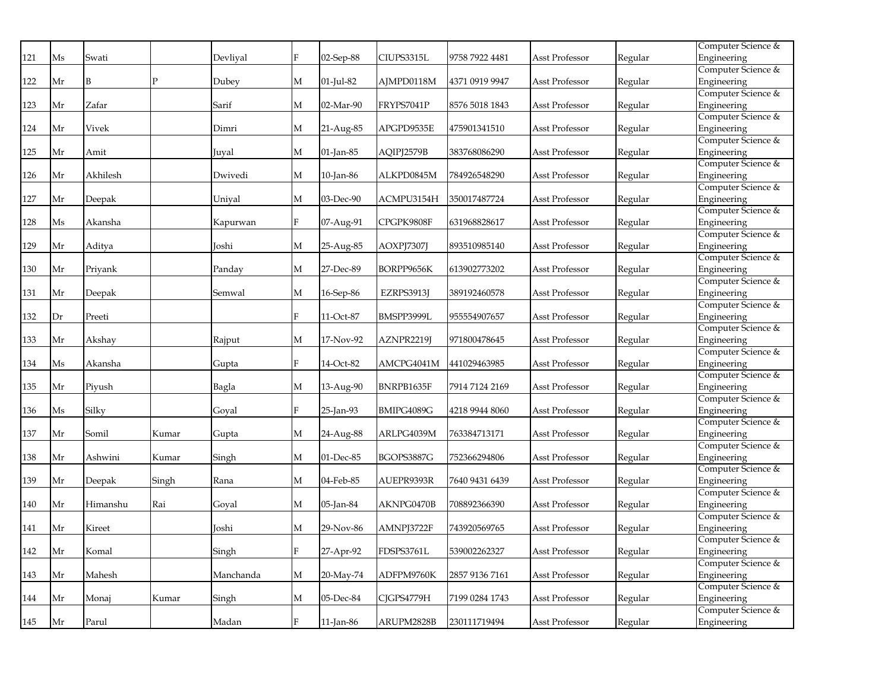| | | | | | | | | | | | |
|---|---|---|---|---|---|---|---|---|---|---|---|
| 121 | Ms | Swati | | Devliyal | F | 02-Sep-88 | CIUPS3315L | 9758 7922 4481 | Asst Professor | Regular | Computer Science & Engineering |
| 122 | Mr | B | P | Dubey | M | 01-Jul-82 | AJMPD0118M | 4371 0919 9947 | Asst Professor | Regular | Computer Science & Engineering |
| 123 | Mr | Zafar | | Sarif | M | 02-Mar-90 | FRYPS7041P | 8576 5018 1843 | Asst Professor | Regular | Computer Science & Engineering |
| 124 | Mr | Vivek | | Dimri | M | 21-Aug-85 | APGPD9535E | 475901341510 | Asst Professor | Regular | Computer Science & Engineering |
| 125 | Mr | Amit | | Juyal | M | 01-Jan-85 | AQIPJ2579B | 383768086290 | Asst Professor | Regular | Computer Science & Engineering |
| 126 | Mr | Akhilesh | | Dwivedi | M | 10-Jan-86 | ALKPD0845M | 784926548290 | Asst Professor | Regular | Computer Science & Engineering |
| 127 | Mr | Deepak | | Uniyal | M | 03-Dec-90 | ACMPU3154H | 350017487724 | Asst Professor | Regular | Computer Science & Engineering |
| 128 | Ms | Akansha | | Kapurwan | F | 07-Aug-91 | CPGPK9808F | 631968828617 | Asst Professor | Regular | Computer Science & Engineering |
| 129 | Mr | Aditya | | Joshi | M | 25-Aug-85 | AOXPJ7307J | 893510985140 | Asst Professor | Regular | Computer Science & Engineering |
| 130 | Mr | Priyank | | Panday | M | 27-Dec-89 | BORPP9656K | 613902773202 | Asst Professor | Regular | Computer Science & Engineering |
| 131 | Mr | Deepak | | Semwal | M | 16-Sep-86 | EZRPS3913J | 389192460578 | Asst Professor | Regular | Computer Science & Engineering |
| 132 | Dr | Preeti | | | F | 11-Oct-87 | BMSPP3999L | 955554907657 | Asst Professor | Regular | Computer Science & Engineering |
| 133 | Mr | Akshay | | Rajput | M | 17-Nov-92 | AZNPR2219J | 971800478645 | Asst Professor | Regular | Computer Science & Engineering |
| 134 | Ms | Akansha | | Gupta | F | 14-Oct-82 | AMCPG4041M | 441029463985 | Asst Professor | Regular | Computer Science & Engineering |
| 135 | Mr | Piyush | | Bagla | M | 13-Aug-90 | BNRPB1635F | 7914 7124 2169 | Asst Professor | Regular | Computer Science & Engineering |
| 136 | Ms | Silky | | Goyal | F | 25-Jan-93 | BMIPG4089G | 4218 9944 8060 | Asst Professor | Regular | Computer Science & Engineering |
| 137 | Mr | Somil | Kumar | Gupta | M | 24-Aug-88 | ARLPG4039M | 763384713171 | Asst Professor | Regular | Computer Science & Engineering |
| 138 | Mr | Ashwini | Kumar | Singh | M | 01-Dec-85 | BGOPS3887G | 752366294806 | Asst Professor | Regular | Computer Science & Engineering |
| 139 | Mr | Deepak | Singh | Rana | M | 04-Feb-85 | AUEPR9393R | 7640 9431 6439 | Asst Professor | Regular | Computer Science & Engineering |
| 140 | Mr | Himanshu | Rai | Goyal | M | 05-Jan-84 | AKNPG0470B | 708892366390 | Asst Professor | Regular | Computer Science & Engineering |
| 141 | Mr | Kireet | | Joshi | M | 29-Nov-86 | AMNPJ3722F | 743920569765 | Asst Professor | Regular | Computer Science & Engineering |
| 142 | Mr | Komal | | Singh | F | 27-Apr-92 | FDSPS3761L | 539002262327 | Asst Professor | Regular | Computer Science & Engineering |
| 143 | Mr | Mahesh | | Manchanda | M | 20-May-74 | ADFPM9760K | 2857 9136 7161 | Asst Professor | Regular | Computer Science & Engineering |
| 144 | Mr | Monaj | Kumar | Singh | M | 05-Dec-84 | CJGPS4779H | 7199 0284 1743 | Asst Professor | Regular | Computer Science & Engineering |
| 145 | Mr | Parul | | Madan | F | 11-Jan-86 | ARUPM2828B | 230111719494 | Asst Professor | Regular | Computer Science & Engineering |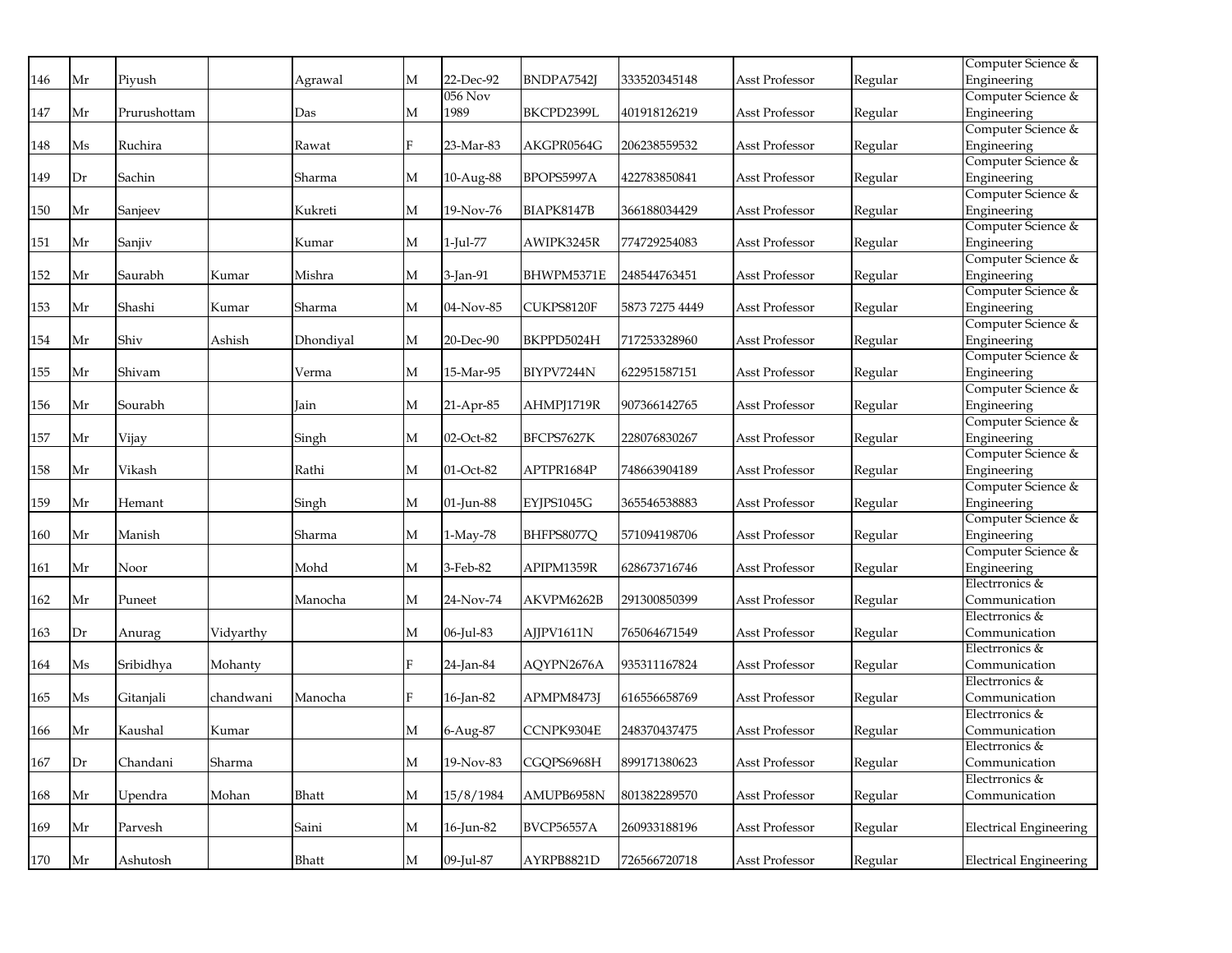| | | | | | | | | | | | |
|---|---|---|---|---|---|---|---|---|---|---|---|
| 146 | Mr | Piyush | | Agrawal | M | 22-Dec-92 | BNDPA7542J | 333520345148 | Asst Professor | Regular | Computer Science & Engineering |
| 147 | Mr | Prurushottam | | Das | M | 056 Nov 1989 | BKCPD2399L | 401918126219 | Asst Professor | Regular | Computer Science & Engineering |
| 148 | Ms | Ruchira | | Rawat | F | 23-Mar-83 | AKGPR0564G | 206238559532 | Asst Professor | Regular | Computer Science & Engineering |
| 149 | Dr | Sachin | | Sharma | M | 10-Aug-88 | BPOPS5997A | 422783850841 | Asst Professor | Regular | Computer Science & Engineering |
| 150 | Mr | Sanjeev | | Kukreti | M | 19-Nov-76 | BIAPK8147B | 366188034429 | Asst Professor | Regular | Computer Science & Engineering |
| 151 | Mr | Sanjiv | | Kumar | M | 1-Jul-77 | AWIPK3245R | 774729254083 | Asst Professor | Regular | Computer Science & Engineering |
| 152 | Mr | Saurabh | Kumar | Mishra | M | 3-Jan-91 | BHWPM5371E | 248544763451 | Asst Professor | Regular | Computer Science & Engineering |
| 153 | Mr | Shashi | Kumar | Sharma | M | 04-Nov-85 | CUKPS8120F | 5873 7275 4449 | Asst Professor | Regular | Computer Science & Engineering |
| 154 | Mr | Shiv | Ashish | Dhondiyal | M | 20-Dec-90 | BKPPD5024H | 717253328960 | Asst Professor | Regular | Computer Science & Engineering |
| 155 | Mr | Shivam | | Verma | M | 15-Mar-95 | BIYPV7244N | 622951587151 | Asst Professor | Regular | Computer Science & Engineering |
| 156 | Mr | Sourabh | | Jain | M | 21-Apr-85 | AHMPJ1719R | 907366142765 | Asst Professor | Regular | Computer Science & Engineering |
| 157 | Mr | Vijay | | Singh | M | 02-Oct-82 | BFCPS7627K | 228076830267 | Asst Professor | Regular | Computer Science & Engineering |
| 158 | Mr | Vikash | | Rathi | M | 01-Oct-82 | APTPR1684P | 748663904189 | Asst Professor | Regular | Computer Science & Engineering |
| 159 | Mr | Hemant | | Singh | M | 01-Jun-88 | EYJPS1045G | 365546538883 | Asst Professor | Regular | Computer Science & Engineering |
| 160 | Mr | Manish | | Sharma | M | 1-May-78 | BHFPS8077Q | 571094198706 | Asst Professor | Regular | Computer Science & Engineering |
| 161 | Mr | Noor | | Mohd | M | 3-Feb-82 | APIPM1359R | 628673716746 | Asst Professor | Regular | Computer Science & Engineering |
| 162 | Mr | Puneet | | Manocha | M | 24-Nov-74 | AKVPM6262B | 291300850399 | Asst Professor | Regular | Electrronics & Communication |
| 163 | Dr | Anurag | Vidyarthy | | M | 06-Jul-83 | AJJPV1611N | 765064671549 | Asst Professor | Regular | Electrronics & Communication |
| 164 | Ms | Sribidhya | Mohanty | | F | 24-Jan-84 | AQYPN2676A | 935311167824 | Asst Professor | Regular | Electrronics & Communication |
| 165 | Ms | Gitanjali | chandwani | Manocha | F | 16-Jan-82 | APMPM8473J | 616556658769 | Asst Professor | Regular | Electrronics & Communication |
| 166 | Mr | Kaushal | Kumar | | M | 6-Aug-87 | CCNPK9304E | 248370437475 | Asst Professor | Regular | Electrronics & Communication |
| 167 | Dr | Chandani | Sharma | | M | 19-Nov-83 | CGQPS6968H | 899171380623 | Asst Professor | Regular | Electrronics & Communication |
| 168 | Mr | Upendra | Mohan | Bhatt | M | 15/8/1984 | AMUPB6958N | 801382289570 | Asst Professor | Regular | Electrronics & Communication |
| 169 | Mr | Parvesh | | Saini | M | 16-Jun-82 | BVCP56557A | 260933188196 | Asst Professor | Regular | Electrical Engineering |
| 170 | Mr | Ashutosh | | Bhatt | M | 09-Jul-87 | AYRPB8821D | 726566720718 | Asst Professor | Regular | Electrical Engineering |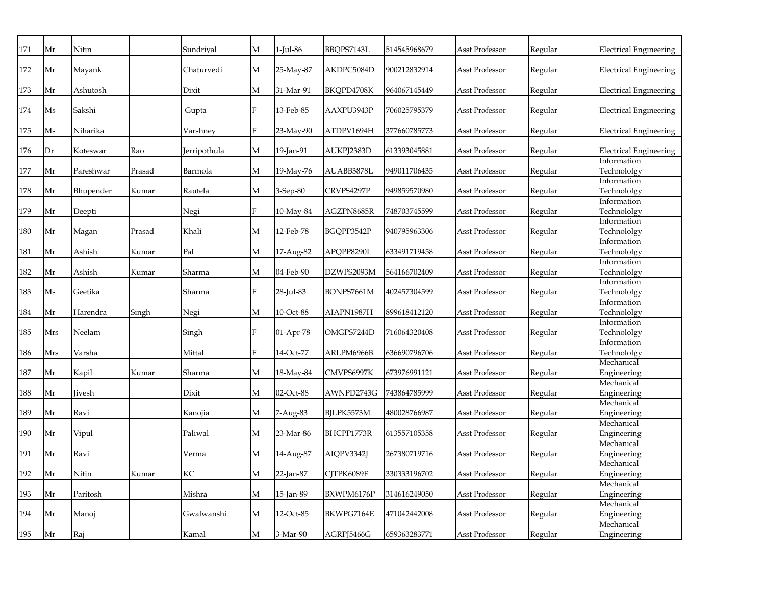| | | | | | | | | | | | |
|---|---|---|---|---|---|---|---|---|---|---|---|
| 171 | Mr | Nitin | | Sundriyal | M | 1-Jul-86 | BBQPS7143L | 514545968679 | Asst Professor | Regular | Electrical Engineering |
| 172 | Mr | Mayank | | Chaturvedi | M | 25-May-87 | AKDPC5084D | 900212832914 | Asst Professor | Regular | Electrical Engineering |
| 173 | Mr | Ashutosh | | Dixit | M | 31-Mar-91 | BKQPD4708K | 964067145449 | Asst Professor | Regular | Electrical Engineering |
| 174 | Ms | Sakshi | | Gupta | F | 13-Feb-85 | AAXPU3943P | 706025795379 | Asst Professor | Regular | Electrical Engineering |
| 175 | Ms | Niharika | | Varshney | F | 23-May-90 | ATDPV1694H | 377660785773 | Asst Professor | Regular | Electrical Engineering |
| 176 | Dr | Koteswar | Rao | Jerripothula | M | 19-Jan-91 | AUKPJ2383D | 613393045881 | Asst Professor | Regular | Electrical Engineering |
| 177 | Mr | Pareshwar | Prasad | Barmola | M | 19-May-76 | AUABB3878L | 949011706435 | Asst Professor | Regular | Information Technololgy |
| 178 | Mr | Bhupender | Kumar | Rautela | M | 3-Sep-80 | CRVPS4297P | 949859570980 | Asst Professor | Regular | Information Technololgy |
| 179 | Mr | Deepti | | Negi | F | 10-May-84 | AGZPN8685R | 748703745599 | Asst Professor | Regular | Information Technololgy |
| 180 | Mr | Magan | Prasad | Khali | M | 12-Feb-78 | BGQPP3542P | 940795963306 | Asst Professor | Regular | Information Technololgy |
| 181 | Mr | Ashish | Kumar | Pal | M | 17-Aug-82 | APQPP8290L | 633491719458 | Asst Professor | Regular | Information Technololgy |
| 182 | Mr | Ashish | Kumar | Sharma | M | 04-Feb-90 | DZWPS2093M | 564166702409 | Asst Professor | Regular | Information Technololgy |
| 183 | Ms | Geetika | | Sharma | F | 28-Jul-83 | BONPS7661M | 402457304599 | Asst Professor | Regular | Information Technololgy |
| 184 | Mr | Harendra | Singh | Negi | M | 10-Oct-88 | AIAPN1987H | 899618412120 | Asst Professor | Regular | Information Technololgy |
| 185 | Mrs | Neelam | | Singh | F | 01-Apr-78 | OMGPS7244D | 716064320408 | Asst Professor | Regular | Information Technololgy |
| 186 | Mrs | Varsha | | Mittal | F | 14-Oct-77 | ARLPM6966B | 636690796706 | Asst Professor | Regular | Information Technololgy |
| 187 | Mr | Kapil | Kumar | Sharma | M | 18-May-84 | CMVPS6997K | 673976991121 | Asst Professor | Regular | Mechanical Engineering |
| 188 | Mr | Jivesh | | Dixit | M | 02-Oct-88 | AWNPD2743G | 743864785999 | Asst Professor | Regular | Mechanical Engineering |
| 189 | Mr | Ravi | | Kanojia | M | 7-Aug-83 | BJLPK5573M | 480028766987 | Asst Professor | Regular | Mechanical Engineering |
| 190 | Mr | Vipul | | Paliwal | M | 23-Mar-86 | BHCPP1773R | 613557105358 | Asst Professor | Regular | Mechanical Engineering |
| 191 | Mr | Ravi | | Verma | M | 14-Aug-87 | AIQPV3342J | 267380719716 | Asst Professor | Regular | Mechanical Engineering |
| 192 | Mr | Nitin | Kumar | KC | M | 22-Jan-87 | CJTPK6089F | 330333196702 | Asst Professor | Regular | Mechanical Engineering |
| 193 | Mr | Paritosh | | Mishra | M | 15-Jan-89 | BXWPM6176P | 314616249050 | Asst Professor | Regular | Mechanical Engineering |
| 194 | Mr | Manoj | | Gwalwanshi | M | 12-Oct-85 | BKWPG7164E | 471042442008 | Asst Professor | Regular | Mechanical Engineering |
| 195 | Mr | Raj | | Kamal | M | 3-Mar-90 | AGRPJ5466G | 659363283771 | Asst Professor | Regular | Mechanical Engineering |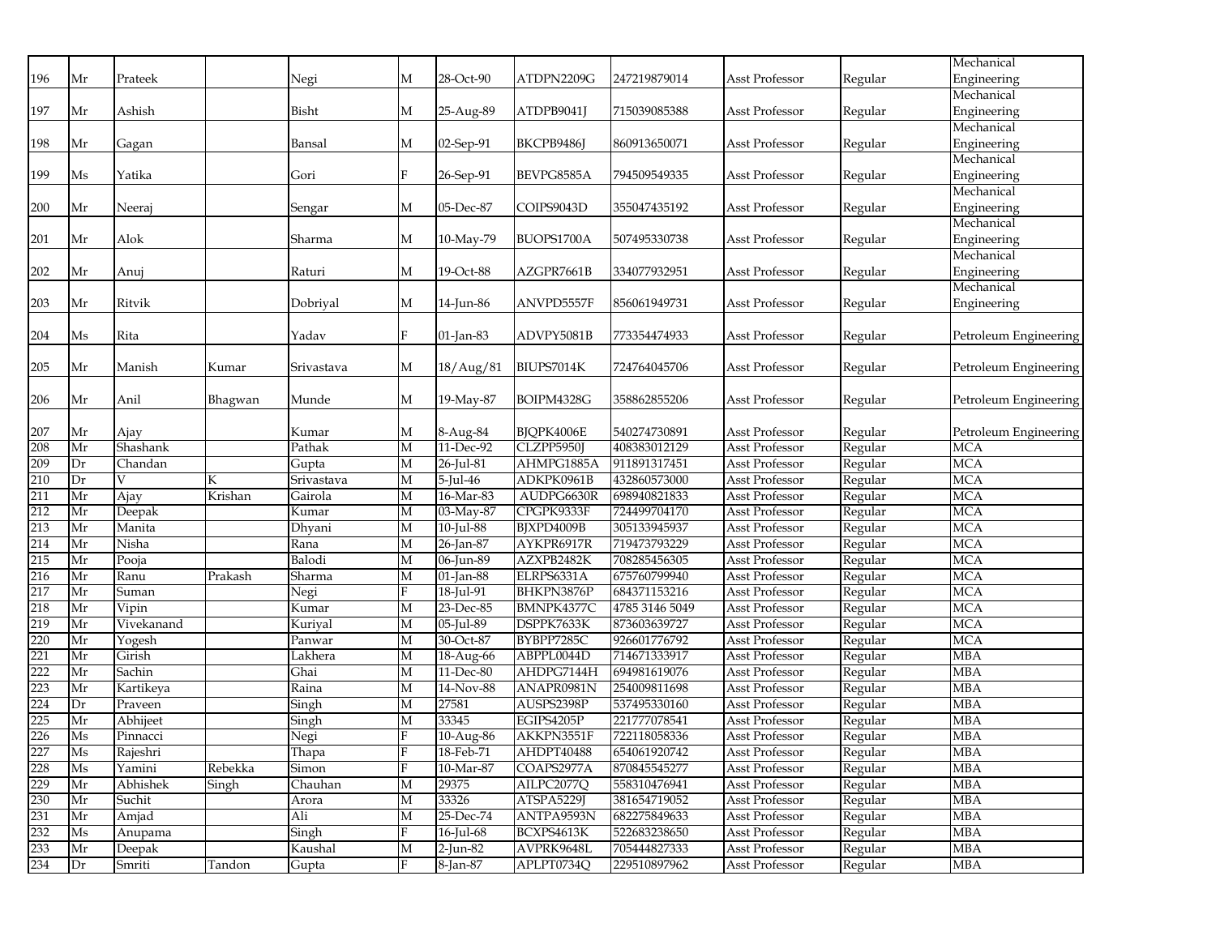| 196 | Mr | Prateek | | Negi | M | 28-Oct-90 | ATDPN2209G | 247219879014 | Asst Professor | Regular | Mechanical Engineering |
|---|---|---|---|---|---|---|---|---|---|---|---|
| 197 | Mr | Ashish | | Bisht | M | 25-Aug-89 | ATDPB9041J | 715039085388 | Asst Professor | Regular | Mechanical Engineering |
| 198 | Mr | Gagan | | Bansal | M | 02-Sep-91 | BKCPB9486J | 860913650071 | Asst Professor | Regular | Mechanical Engineering |
| 199 | Ms | Yatika | | Gori | F | 26-Sep-91 | BEVPG8585A | 794509549335 | Asst Professor | Regular | Mechanical Engineering |
| 200 | Mr | Neeraj | | Sengar | M | 05-Dec-87 | COIPS9043D | 355047435192 | Asst Professor | Regular | Mechanical Engineering |
| 201 | Mr | Alok | | Sharma | M | 10-May-79 | BUOPS1700A | 507495330738 | Asst Professor | Regular | Mechanical Engineering |
| 202 | Mr | Anuj | | Raturi | M | 19-Oct-88 | AZGPR7661B | 334077932951 | Asst Professor | Regular | Mechanical Engineering |
| 203 | Mr | Ritvik | | Dobriyal | M | 14-Jun-86 | ANVPD5557F | 856061949731 | Asst Professor | Regular | Mechanical Engineering |
| 204 | Ms | Rita | | Yadav | F | 01-Jan-83 | ADVPY5081B | 773354474933 | Asst Professor | Regular | Petroleum Engineering |
| 205 | Mr | Manish | Kumar | Srivastava | M | 18/Aug/81 | BIUPS7014K | 724764045706 | Asst Professor | Regular | Petroleum Engineering |
| 206 | Mr | Anil | Bhagwan | Munde | M | 19-May-87 | BOIPM4328G | 358862855206 | Asst Professor | Regular | Petroleum Engineering |
| 207 | Mr | Ajay | | Kumar | M | 8-Aug-84 | BJQPK4006E | 540274730891 | Asst Professor | Regular | Petroleum Engineering |
| 208 | Mr | Shashank | | Pathak | M | 11-Dec-92 | CLZPP5950J | 408383012129 | Asst Professor | Regular | MCA |
| 209 | Dr | Chandan | | Gupta | M | 26-Jul-81 | AHMPG1885A | 911891317451 | Asst Professor | Regular | MCA |
| 210 | Dr | V | K | Srivastava | M | 5-Jul-46 | ADKPK0961B | 432860573000 | Asst Professor | Regular | MCA |
| 211 | Mr | Ajay | Krishan | Gairola | M | 16-Mar-83 | AUDPG6630R | 698940821833 | Asst Professor | Regular | MCA |
| 212 | Mr | Deepak | | Kumar | M | 03-May-87 | CPGPK9333F | 724499704170 | Asst Professor | Regular | MCA |
| 213 | Mr | Manita | | Dhyani | M | 10-Jul-88 | BJXPD4009B | 305133945937 | Asst Professor | Regular | MCA |
| 214 | Mr | Nisha | | Rana | M | 26-Jan-87 | AYKPR6917R | 719473793229 | Asst Professor | Regular | MCA |
| 215 | Mr | Pooja | | Balodi | M | 06-Jun-89 | AZXPB2482K | 708285456305 | Asst Professor | Regular | MCA |
| 216 | Mr | Ranu | Prakash | Sharma | M | 01-Jan-88 | ELRPS6331A | 675760799940 | Asst Professor | Regular | MCA |
| 217 | Mr | Suman | | Negi | F | 18-Jul-91 | BHKPN3876P | 684371153216 | Asst Professor | Regular | MCA |
| 218 | Mr | Vipin | | Kumar | M | 23-Dec-85 | BMNPK4377C | 4785 3146 5049 | Asst Professor | Regular | MCA |
| 219 | Mr | Vivekanand | | Kuriyal | M | 05-Jul-89 | DSPPK7633K | 873603639727 | Asst Professor | Regular | MCA |
| 220 | Mr | Yogesh | | Panwar | M | 30-Oct-87 | BYBPP7285C | 926601776792 | Asst Professor | Regular | MCA |
| 221 | Mr | Girish | | Lakhera | M | 18-Aug-66 | ABPPL0044D | 714671333917 | Asst Professor | Regular | MBA |
| 222 | Mr | Sachin | | Ghai | M | 11-Dec-80 | AHDPG7144H | 694981619076 | Asst Professor | Regular | MBA |
| 223 | Mr | Kartikeya | | Raina | M | 14-Nov-88 | ANAPR0981N | 254009811698 | Asst Professor | Regular | MBA |
| 224 | Dr | Praveen | | Singh | M | 27581 | AUSPS2398P | 537495330160 | Asst Professor | Regular | MBA |
| 225 | Mr | Abhijeet | | Singh | M | 33345 | EGIPS4205P | 221777078541 | Asst Professor | Regular | MBA |
| 226 | Ms | Pinnacci | | Negi | F | 10-Aug-86 | AKKPN3551F | 722118058336 | Asst Professor | Regular | MBA |
| 227 | Ms | Rajeshri | | Thapa | F | 18-Feb-71 | AHDPT40488 | 654061920742 | Asst Professor | Regular | MBA |
| 228 | Ms | Yamini | Rebekka | Simon | F | 10-Mar-87 | COAPS2977A | 870845545277 | Asst Professor | Regular | MBA |
| 229 | Mr | Abhishek | Singh | Chauhan | M | 29375 | AILPC2077Q | 558310476941 | Asst Professor | Regular | MBA |
| 230 | Mr | Suchit | | Arora | M | 33326 | ATSPA5229J | 381654719052 | Asst Professor | Regular | MBA |
| 231 | Mr | Amjad | | Ali | M | 25-Dec-74 | ANTPA9593N | 682275849633 | Asst Professor | Regular | MBA |
| 232 | Ms | Anupama | | Singh | F | 16-Jul-68 | BCXPS4613K | 522683238650 | Asst Professor | Regular | MBA |
| 233 | Mr | Deepak | | Kaushal | M | 2-Jun-82 | AVPRK9648L | 705444827333 | Asst Professor | Regular | MBA |
| 234 | Dr | Smriti | Tandon | Gupta | F | 8-Jan-87 | APLPT0734Q | 229510897962 | Asst Professor | Regular | MBA |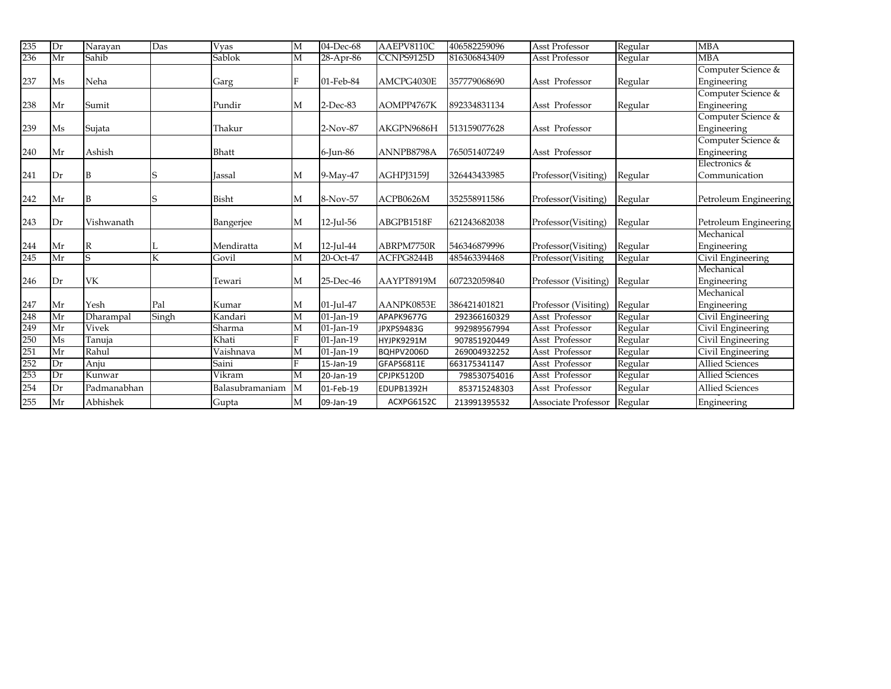| | | | | | | | | | | | |
|---|---|---|---|---|---|---|---|---|---|---|---|
| 235 | Dr | Narayan | Das | Vyas | M | 04-Dec-68 | AAEPV8110C | 406582259096 | Asst Professor | Regular | MBA |
| 236 | Mr | Sahib | | Sablok | M | 28-Apr-86 | CCNPS9125D | 816306843409 | Asst Professor | Regular | MBA |
| 237 | Ms | Neha | | Garg | F | 01-Feb-84 | AMCPG4030E | 357779068690 | Asst Professor | Regular | Computer Science & Engineering |
| 238 | Mr | Sumit | | Pundir | M | 2-Dec-83 | AOMPP4767K | 892334831134 | Asst Professor | Regular | Computer Science & Engineering |
| 239 | Ms | Sujata | | Thakur | | 2-Nov-87 | AKGPN9686H | 513159077628 | Asst Professor | | Computer Science & Engineering |
| 240 | Mr | Ashish | | Bhatt | | 6-Jun-86 | ANNPB8798A | 765051407249 | Asst Professor | | Computer Science & Engineering |
| 241 | Dr | B | S | Jassal | M | 9-May-47 | AGHPJ3159J | 326443433985 | Professor(Visiting) | Regular | Electronics & Communication |
| 242 | Mr | B | S | Bisht | M | 8-Nov-57 | ACPB0626M | 352558911586 | Professor(Visiting) | Regular | Petroleum Engineering |
| 243 | Dr | Vishwanath | | Bangerjee | M | 12-Jul-56 | ABGPB1518F | 621243682038 | Professor(Visiting) | Regular | Petroleum Engineering |
| 244 | Mr | R | L | Mendiratta | M | 12-Jul-44 | ABRPM7750R | 546346879996 | Professor(Visiting) | Regular | Mechanical Engineering |
| 245 | Mr | S | K | Govil | M | 20-Oct-47 | ACFPG8244B | 485463394468 | Professor(Visiting | Regular | Civil Engineering |
| 246 | Dr | VK | | Tewari | M | 25-Dec-46 | AAYPT8919M | 607232059840 | Professor (Visiting) | Regular | Mechanical Engineering |
| 247 | Mr | Yesh | Pal | Kumar | M | 01-Jul-47 | AANPK0853E | 386421401821 | Professor (Visiting) | Regular | Mechanical Engineering |
| 248 | Mr | Dharampal | Singh | Kandari | M | 01-Jan-19 | APAPK9677G | 292366160329 | Asst Professor | Regular | Civil Engineering |
| 249 | Mr | Vivek | | Sharma | M | 01-Jan-19 | JPXPS9483G | 992989567994 | Asst Professor | Regular | Civil Engineering |
| 250 | Ms | Tanuja | | Khati | F | 01-Jan-19 | HYJPK9291M | 907851920449 | Asst Professor | Regular | Civil Engineering |
| 251 | Mr | Rahul | | Vaishnava | M | 01-Jan-19 | BQHPV2006D | 269004932252 | Asst Professor | Regular | Civil Engineering |
| 252 | Dr | Anju | | Saini | F | 15-Jan-19 | GFAPS6811E | 663175341147 | Asst Professor | Regular | Allied Sciences |
| 253 | Dr | Kunwar | | Vikram | M | 20-Jan-19 | CPJPK5120D | 798530754016 | Asst Professor | Regular | Allied Sciences |
| 254 | Dr | Padmanabhan | | Balasubramaniam | M | 01-Feb-19 | EDUPB1392H | 853715248303 | Asst Professor | Regular | Allied Sciences |
| 255 | Mr | Abhishek | | Gupta | M | 09-Jan-19 | ACXPG6152C | 213991395532 | Associate Professor | Regular | Engineering |